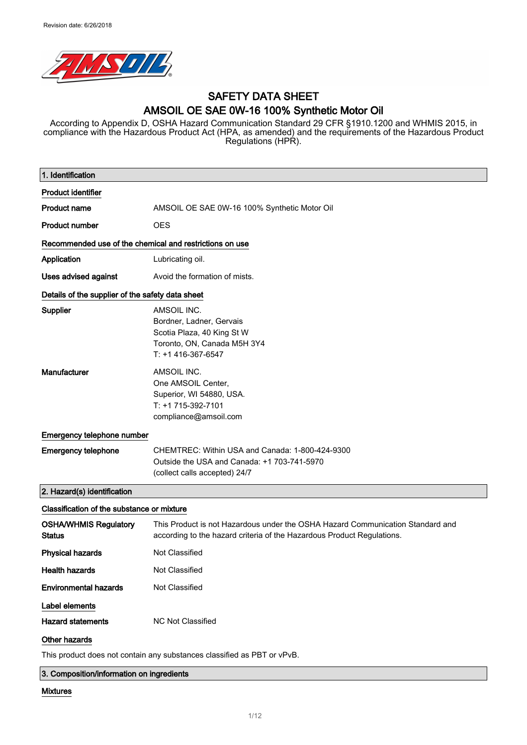Revision date: 6/26/2018

# SAFETY DATA SHEET

# AMSOIL OE SAE 0W-16 100% Synthetic Motor Oil

According to Appendix D, OSHA Hazard Communication Standard 29 CFR §1910.1200 and WHMIS 2015, in compliance with the Hazardous Product Act (HPA, as amended) and the requirements of the Hazardous Product Regulations (HPR).

## 1. Identification

**Product identifier**

| | |
|---|---|
| **Product name** | AMSOIL OE SAE 0W-16 100% Synthetic Motor Oil |
| **Product number** | OES |

**Recommended use of the chemical and restrictions on use**

| | |
|---|---|
| **Application** | Lubricating oil. |
| **Uses advised against** | Avoid the formation of mists. |

**Details of the supplier of the safety data sheet**

| | |
|---|---|
| **Supplier** | AMSOIL INC.<br>Bordner, Ladner, Gervais<br>Scotia Plaza, 40 King St W<br>Toronto, ON, Canada M5H 3Y4<br>T: +1 416-367-6547 |
| **Manufacturer** | AMSOIL INC.<br>One AMSOIL Center,<br>Superior, WI 54880, USA.<br>T: +1 715-392-7101<br>compliance@amsoil.com |

**Emergency telephone number**

| | |
|---|---|
| **Emergency telephone** | CHEMTREC: Within USA and Canada: 1-800-424-9300<br>Outside the USA and Canada: +1 703-741-5970<br>(collect calls accepted) 24/7 |

## 2. Hazard(s) identification

**Classification of the substance or mixture**

| | |
|---|---|
| **OSHA/WHMIS Regulatory Status** | This Product is not Hazardous under the OSHA Hazard Communication Standard and according to the hazard criteria of the Hazardous Product Regulations. |
| **Physical hazards** | Not Classified |
| **Health hazards** | Not Classified |
| **Environmental hazards** | Not Classified |

**Label elements**

| | |
|---|---|
| **Hazard statements** | NC Not Classified |

**Other hazards**

This product does not contain any substances classified as PBT or vPvB.

## 3. Composition/information on ingredients

**Mixtures**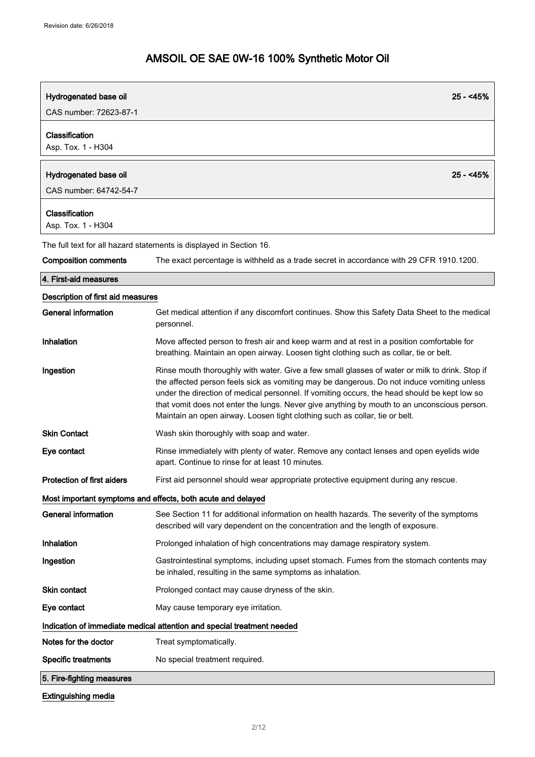| Hydrogenated base oil | 25 - <45% |
| --- | --- |
| CAS number: 72623-87-1 | |
| **Classification** | |
| Asp. Tox. 1 - H304 | |

| Hydrogenated base oil | 25 - <45% |
| --- | --- |
| CAS number: 64742-54-7 | |
| **Classification** | |
| Asp. Tox. 1 - H304 | |

The full text for all hazard statements is displayed in Section 16.

**Composition comments** The exact percentage is withheld as a trade secret in accordance with 29 CFR 1910.1200.

## 4. First-aid measures

### Description of first aid measures

**General information** Get medical attention if any discomfort continues. Show this Safety Data Sheet to the medical personnel.

**Inhalation** Move affected person to fresh air and keep warm and at rest in a position comfortable for breathing. Maintain an open airway. Loosen tight clothing such as collar, tie or belt.

**Ingestion** Rinse mouth thoroughly with water. Give a few small glasses of water or milk to drink. Stop if the affected person feels sick as vomiting may be dangerous. Do not induce vomiting unless under the direction of medical personnel. If vomiting occurs, the head should be kept low so that vomit does not enter the lungs. Never give anything by mouth to an unconscious person. Maintain an open airway. Loosen tight clothing such as collar, tie or belt.

**Skin Contact** Wash skin thoroughly with soap and water.

**Eye contact** Rinse immediately with plenty of water. Remove any contact lenses and open eyelids wide apart. Continue to rinse for at least 10 minutes.

**Protection of first aiders** First aid personnel should wear appropriate protective equipment during any rescue.

### Most important symptoms and effects, both acute and delayed

**General information** See Section 11 for additional information on health hazards. The severity of the symptoms described will vary dependent on the concentration and the length of exposure.

**Inhalation** Prolonged inhalation of high concentrations may damage respiratory system.

**Ingestion** Gastrointestinal symptoms, including upset stomach. Fumes from the stomach contents may be inhaled, resulting in the same symptoms as inhalation.

**Skin contact** Prolonged contact may cause dryness of the skin.

**Eye contact** May cause temporary eye irritation.

### Indication of immediate medical attention and special treatment needed

**Notes for the doctor** Treat symptomatically.

**Specific treatments** No special treatment required.

## 5. Fire-fighting measures

### Extinguishing media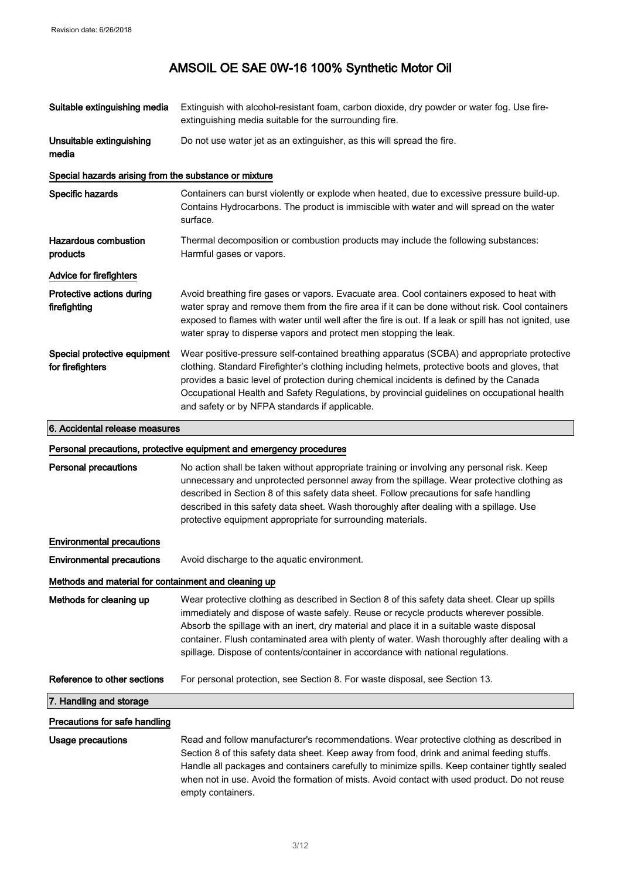**Suitable extinguishing media** Extinguish with alcohol-resistant foam, carbon dioxide, dry powder or water fog. Use fire-extinguishing media suitable for the surrounding fire.

**Unsuitable extinguishing media** Do not use water jet as an extinguisher, as this will spread the fire.

### Special hazards arising from the substance or mixture

**Specific hazards** Containers can burst violently or explode when heated, due to excessive pressure build-up. Contains Hydrocarbons. The product is immiscible with water and will spread on the water surface.

**Hazardous combustion products** Thermal decomposition or combustion products may include the following substances: Harmful gases or vapors.

### Advice for firefighters

**Protective actions during firefighting** Avoid breathing fire gases or vapors. Evacuate area. Cool containers exposed to heat with water spray and remove them from the fire area if it can be done without risk. Cool containers exposed to flames with water until well after the fire is out. If a leak or spill has not ignited, use water spray to disperse vapors and protect men stopping the leak.

**Special protective equipment for firefighters** Wear positive-pressure self-contained breathing apparatus (SCBA) and appropriate protective clothing. Standard Firefighter's clothing including helmets, protective boots and gloves, that provides a basic level of protection during chemical incidents is defined by the Canada Occupational Health and Safety Regulations, by provincial guidelines on occupational health and safety or by NFPA standards if applicable.

## 6. Accidental release measures

### Personal precautions, protective equipment and emergency procedures

**Personal precautions** No action shall be taken without appropriate training or involving any personal risk. Keep unnecessary and unprotected personnel away from the spillage. Wear protective clothing as described in Section 8 of this safety data sheet. Follow precautions for safe handling described in this safety data sheet. Wash thoroughly after dealing with a spillage. Use protective equipment appropriate for surrounding materials.

### Environmental precautions

**Environmental precautions** Avoid discharge to the aquatic environment.

### Methods and material for containment and cleaning up

**Methods for cleaning up** Wear protective clothing as described in Section 8 of this safety data sheet. Clear up spills immediately and dispose of waste safely. Reuse or recycle products wherever possible. Absorb the spillage with an inert, dry material and place it in a suitable waste disposal container. Flush contaminated area with plenty of water. Wash thoroughly after dealing with a spillage. Dispose of contents/container in accordance with national regulations.

**Reference to other sections** For personal protection, see Section 8. For waste disposal, see Section 13.

## 7. Handling and storage

### Precautions for safe handling

**Usage precautions** Read and follow manufacturer's recommendations. Wear protective clothing as described in Section 8 of this safety data sheet. Keep away from food, drink and animal feeding stuffs. Handle all packages and containers carefully to minimize spills. Keep container tightly sealed when not in use. Avoid the formation of mists. Avoid contact with used product. Do not reuse empty containers.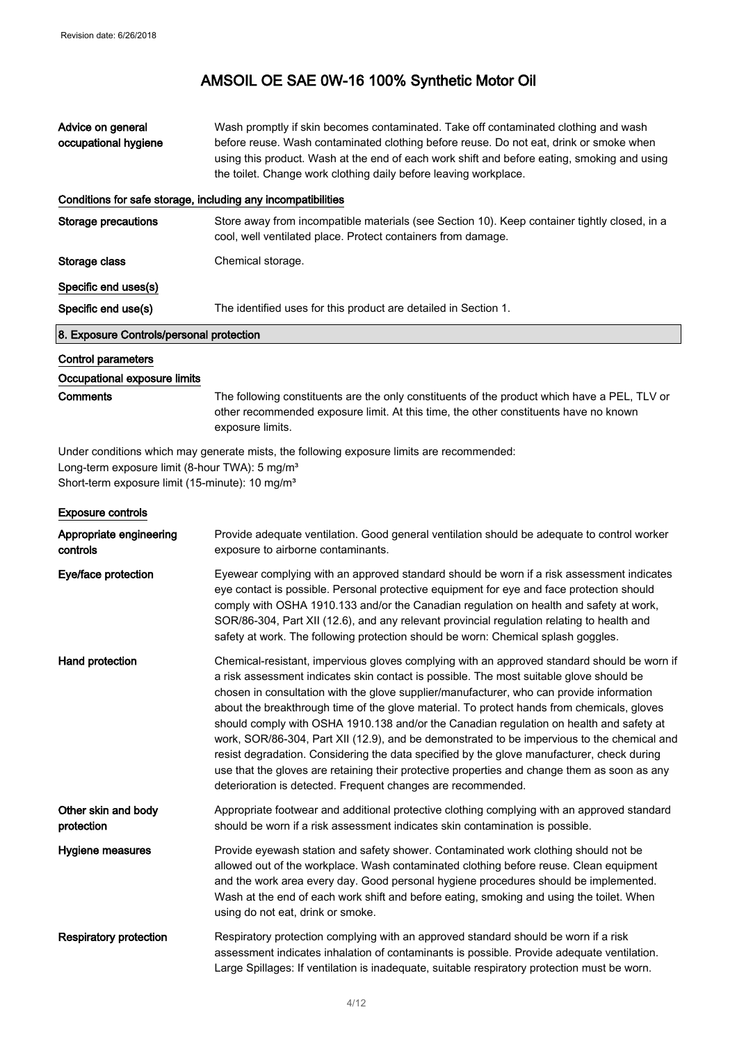| | |
|---|---|
| **Advice on general occupational hygiene** | Wash promptly if skin becomes contaminated. Take off contaminated clothing and wash before reuse. Wash contaminated clothing before reuse. Do not eat, drink or smoke when using this product. Wash at the end of each work shift and before eating, smoking and using the toilet. Change work clothing daily before leaving workplace. |

**Conditions for safe storage, including any incompatibilities**

| | |
|---|---|
| **Storage precautions** | Store away from incompatible materials (see Section 10). Keep container tightly closed, in a cool, well ventilated place. Protect containers from damage. |
| **Storage class** | Chemical storage. |

**Specific end uses(s)**

| | |
|---|---|
| **Specific end use(s)** | The identified uses for this product are detailed in Section 1. |

## 8. Exposure Controls/personal protection

**Control parameters**

**Occupational exposure limits**

| | |
|---|---|
| **Comments** | The following constituents are the only constituents of the product which have a PEL, TLV or other recommended exposure limit. At this time, the other constituents have no known exposure limits. |

Under conditions which may generate mists, the following exposure limits are recommended:
Long-term exposure limit (8-hour TWA): 5 mg/m³
Short-term exposure limit (15-minute): 10 mg/m³

**Exposure controls**

| | |
|---|---|
| **Appropriate engineering controls** | Provide adequate ventilation. Good general ventilation should be adequate to control worker exposure to airborne contaminants. |
| **Eye/face protection** | Eyewear complying with an approved standard should be worn if a risk assessment indicates eye contact is possible. Personal protective equipment for eye and face protection should comply with OSHA 1910.133 and/or the Canadian regulation on health and safety at work, SOR/86-304, Part XII (12.6), and any relevant provincial regulation relating to health and safety at work. The following protection should be worn: Chemical splash goggles. |
| **Hand protection** | Chemical-resistant, impervious gloves complying with an approved standard should be worn if a risk assessment indicates skin contact is possible. The most suitable glove should be chosen in consultation with the glove supplier/manufacturer, who can provide information about the breakthrough time of the glove material. To protect hands from chemicals, gloves should comply with OSHA 1910.138 and/or the Canadian regulation on health and safety at work, SOR/86-304, Part XII (12.9), and be demonstrated to be impervious to the chemical and resist degradation. Considering the data specified by the glove manufacturer, check during use that the gloves are retaining their protective properties and change them as soon as any deterioration is detected. Frequent changes are recommended. |
| **Other skin and body protection** | Appropriate footwear and additional protective clothing complying with an approved standard should be worn if a risk assessment indicates skin contamination is possible. |
| **Hygiene measures** | Provide eyewash station and safety shower. Contaminated work clothing should not be allowed out of the workplace. Wash contaminated clothing before reuse. Clean equipment and the work area every day. Good personal hygiene procedures should be implemented. Wash at the end of each work shift and before eating, smoking and using the toilet. When using do not eat, drink or smoke. |
| **Respiratory protection** | Respiratory protection complying with an approved standard should be worn if a risk assessment indicates inhalation of contaminants is possible. Provide adequate ventilation. Large Spillages: If ventilation is inadequate, suitable respiratory protection must be worn. |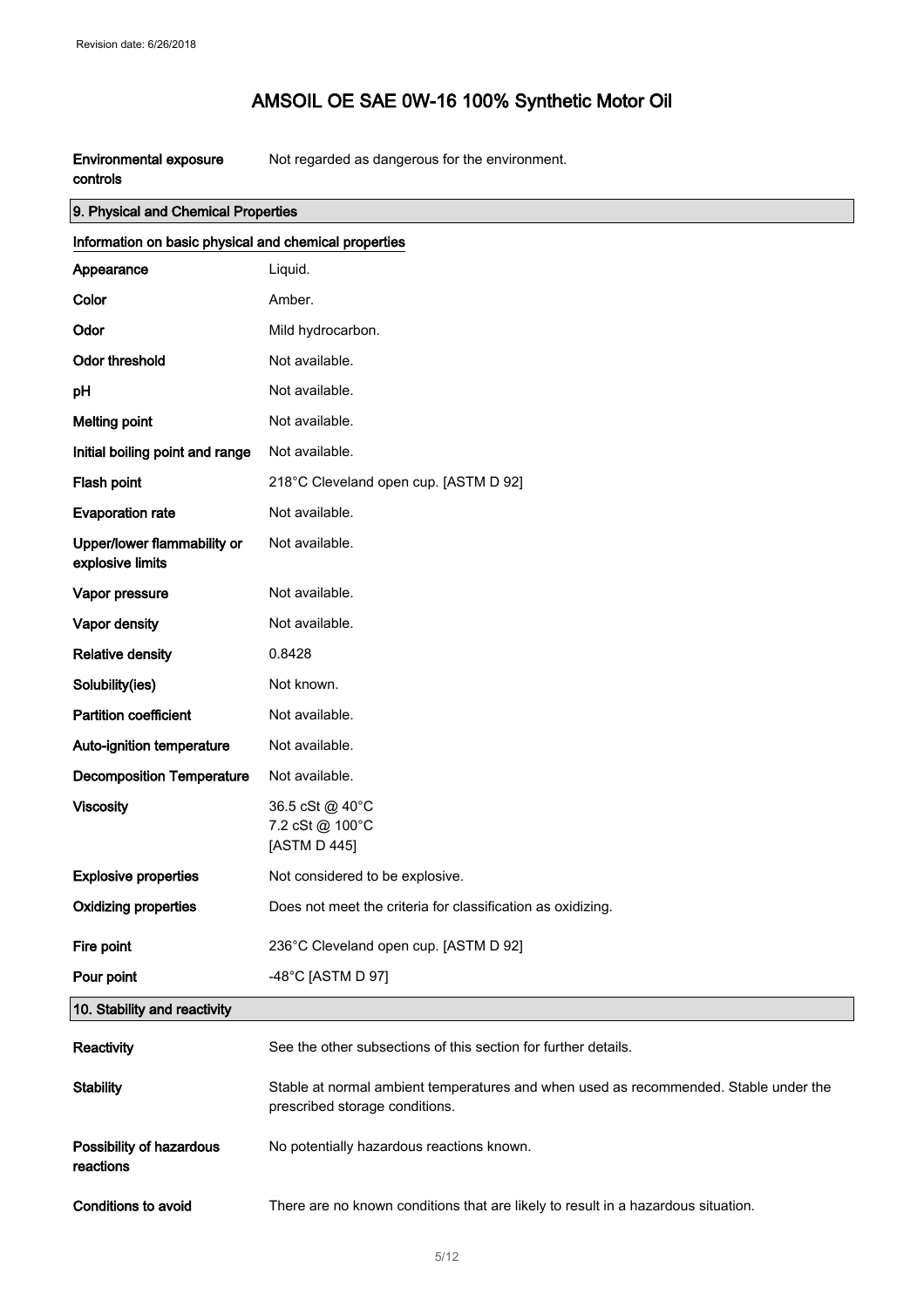| | |
|---|---|
| **Environmental exposure controls** | Not regarded as dangerous for the environment. |

## 9. Physical and Chemical Properties

### Information on basic physical and chemical properties

| | |
|---|---|
| **Appearance** | Liquid. |
| **Color** | Amber. |
| **Odor** | Mild hydrocarbon. |
| **Odor threshold** | Not available. |
| **pH** | Not available. |
| **Melting point** | Not available. |
| **Initial boiling point and range** | Not available. |
| **Flash point** | 218°C Cleveland open cup. [ASTM D 92] |
| **Evaporation rate** | Not available. |
| **Upper/lower flammability or explosive limits** | Not available. |
| **Vapor pressure** | Not available. |
| **Vapor density** | Not available. |
| **Relative density** | 0.8428 |
| **Solubility(ies)** | Not known. |
| **Partition coefficient** | Not available. |
| **Auto-ignition temperature** | Not available. |
| **Decomposition Temperature** | Not available. |
| **Viscosity** | 36.5 cSt @ 40°C<br>7.2 cSt @ 100°C<br>[ASTM D 445] |
| **Explosive properties** | Not considered to be explosive. |
| **Oxidizing properties** | Does not meet the criteria for classification as oxidizing. |
| **Fire point** | 236°C Cleveland open cup. [ASTM D 92] |
| **Pour point** | -48°C [ASTM D 97] |

## 10. Stability and reactivity

| | |
|---|---|
| **Reactivity** | See the other subsections of this section for further details. |
| **Stability** | Stable at normal ambient temperatures and when used as recommended. Stable under the prescribed storage conditions. |
| **Possibility of hazardous reactions** | No potentially hazardous reactions known. |
| **Conditions to avoid** | There are no known conditions that are likely to result in a hazardous situation. |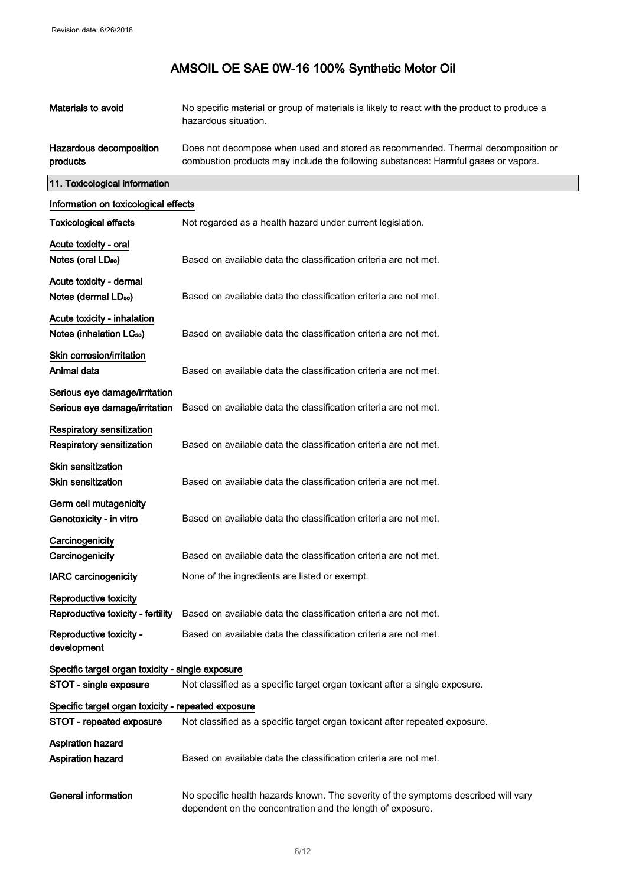| | |
|---|---|
| **Materials to avoid** | No specific material or group of materials is likely to react with the product to produce a hazardous situation. |
| **Hazardous decomposition products** | Does not decompose when used and stored as recommended. Thermal decomposition or combustion products may include the following substances: Harmful gases or vapors. |

## 11. Toxicological information

### Information on toxicological effects

| | |
|---|---|
| **Toxicological effects** | Not regarded as a health hazard under current legislation. |

**Acute toxicity - oral**

| | |
|---|---|
| **Notes (oral $LD_{50}$)** | Based on available data the classification criteria are not met. |

**Acute toxicity - dermal**

| | |
|---|---|
| **Notes (dermal $LD_{50}$)** | Based on available data the classification criteria are not met. |

**Acute toxicity - inhalation**

| | |
|---|---|
| **Notes (inhalation $LC_{50}$)** | Based on available data the classification criteria are not met. |

**Skin corrosion/irritation**

| | |
|---|---|
| **Animal data** | Based on available data the classification criteria are not met. |

**Serious eye damage/irritation**

| | |
|---|---|
| **Serious eye damage/irritation** | Based on available data the classification criteria are not met. |

**Respiratory sensitization**

| | |
|---|---|
| **Respiratory sensitization** | Based on available data the classification criteria are not met. |

**Skin sensitization**

| | |
|---|---|
| **Skin sensitization** | Based on available data the classification criteria are not met. |

**Germ cell mutagenicity**

| | |
|---|---|
| **Genotoxicity - in vitro** | Based on available data the classification criteria are not met. |

**Carcinogenicity**

| | |
|---|---|
| **Carcinogenicity** | Based on available data the classification criteria are not met. |
| **IARC carcinogenicity** | None of the ingredients are listed or exempt. |

**Reproductive toxicity**

| | |
|---|---|
| **Reproductive toxicity - fertility** | Based on available data the classification criteria are not met. |
| **Reproductive toxicity - development** | Based on available data the classification criteria are not met. |

**Specific target organ toxicity - single exposure**

| | |
|---|---|
| **STOT - single exposure** | Not classified as a specific target organ toxicant after a single exposure. |

**Specific target organ toxicity - repeated exposure**

| | |
|---|---|
| **STOT - repeated exposure** | Not classified as a specific target organ toxicant after repeated exposure. |

**Aspiration hazard**

| | |
|---|---|
| **Aspiration hazard** | Based on available data the classification criteria are not met. |

| | |
|---|---|
| **General information** | No specific health hazards known. The severity of the symptoms described will vary dependent on the concentration and the length of exposure. |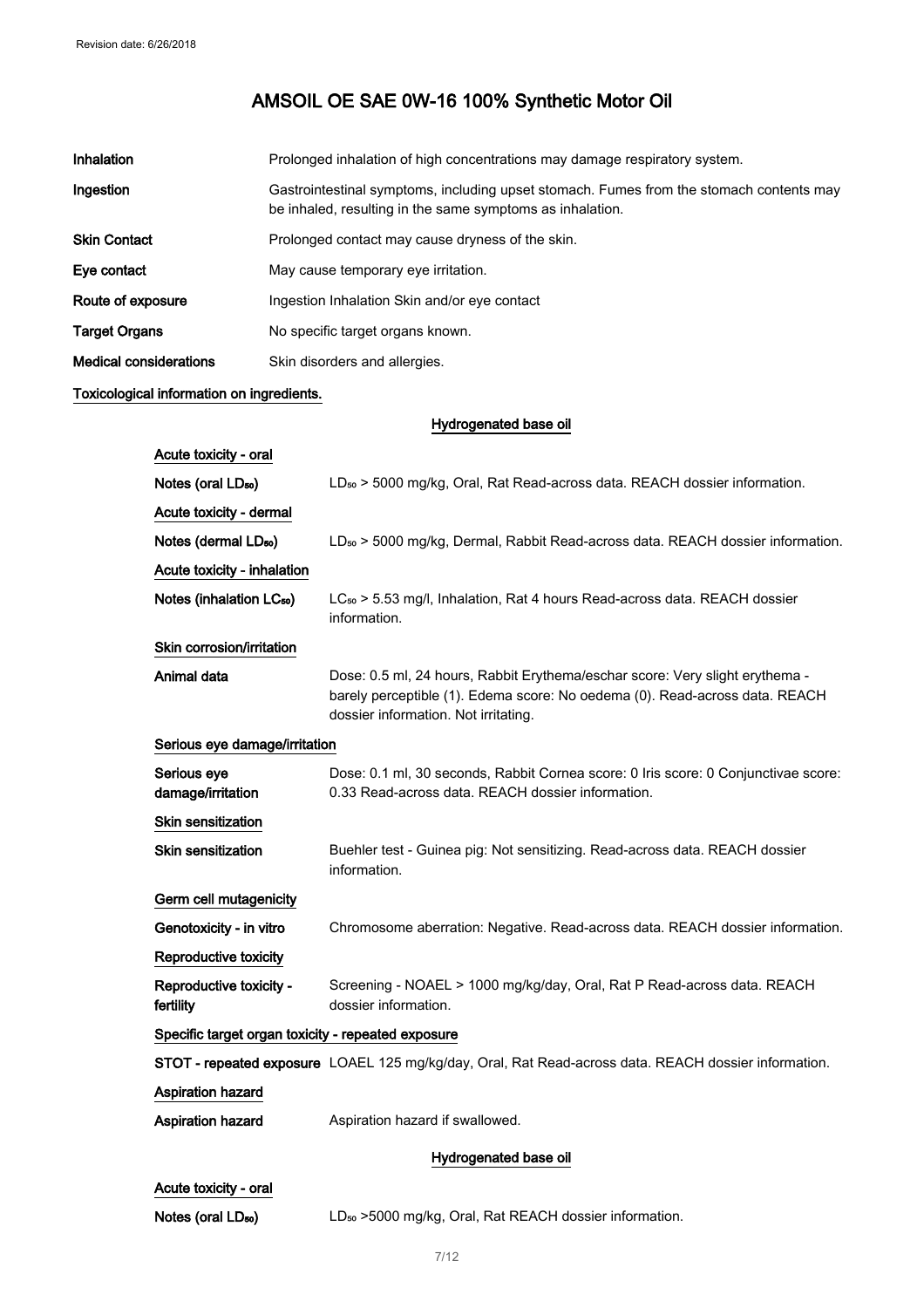| | |
|---|---|
| **Inhalation** | Prolonged inhalation of high concentrations may damage respiratory system. |
| **Ingestion** | Gastrointestinal symptoms, including upset stomach. Fumes from the stomach contents may be inhaled, resulting in the same symptoms as inhalation. |
| **Skin Contact** | Prolonged contact may cause dryness of the skin. |
| **Eye contact** | May cause temporary eye irritation. |
| **Route of exposure** | Ingestion Inhalation Skin and/or eye contact |
| **Target Organs** | No specific target organs known. |
| **Medical considerations** | Skin disorders and allergies. |

**Toxicological information on ingredients.**

**Hydrogenated base oil**

**Acute toxicity - oral**

| | |
|---|---|
| **Notes (oral $LD_{50}$)** | $LD_{50}$ > 5000 mg/kg, Oral, Rat Read-across data. REACH dossier information. |

**Acute toxicity - dermal**

| | |
|---|---|
| **Notes (dermal $LD_{50}$)** | $LD_{50}$ > 5000 mg/kg, Dermal, Rabbit Read-across data. REACH dossier information. |

**Acute toxicity - inhalation**

| | |
|---|---|
| **Notes (inhalation $LC_{50}$)** | $LC_{50}$ > 5.53 mg/l, Inhalation, Rat 4 hours Read-across data. REACH dossier information. |

**Skin corrosion/irritation**

| | |
|---|---|
| **Animal data** | Dose: 0.5 ml, 24 hours, Rabbit Erythema/eschar score: Very slight erythema - barely perceptible (1). Edema score: No oedema (0). Read-across data. REACH dossier information. Not irritating. |

**Serious eye damage/irritation**

| | |
|---|---|
| **Serious eye damage/irritation** | Dose: 0.1 ml, 30 seconds, Rabbit Cornea score: 0 Iris score: 0 Conjunctivae score: 0.33 Read-across data. REACH dossier information. |

**Skin sensitization**

| | |
|---|---|
| **Skin sensitization** | Buehler test - Guinea pig: Not sensitizing. Read-across data. REACH dossier information. |

**Germ cell mutagenicity**

| | |
|---|---|
| **Genotoxicity - in vitro** | Chromosome aberration: Negative. Read-across data. REACH dossier information. |

**Reproductive toxicity**

| | |
|---|---|
| **Reproductive toxicity - fertility** | Screening - NOAEL > 1000 mg/kg/day, Oral, Rat P Read-across data. REACH dossier information. |

**Specific target organ toxicity - repeated exposure**

| | |
|---|---|
| **STOT - repeated exposure** | LOAEL 125 mg/kg/day, Oral, Rat Read-across data. REACH dossier information. |

**Aspiration hazard**

| | |
|---|---|
| **Aspiration hazard** | Aspiration hazard if swallowed. |

**Hydrogenated base oil**

**Acute toxicity - oral**

| | |
|---|---|
| **Notes (oral $LD_{50}$)** | $LD_{50}$ >5000 mg/kg, Oral, Rat REACH dossier information. |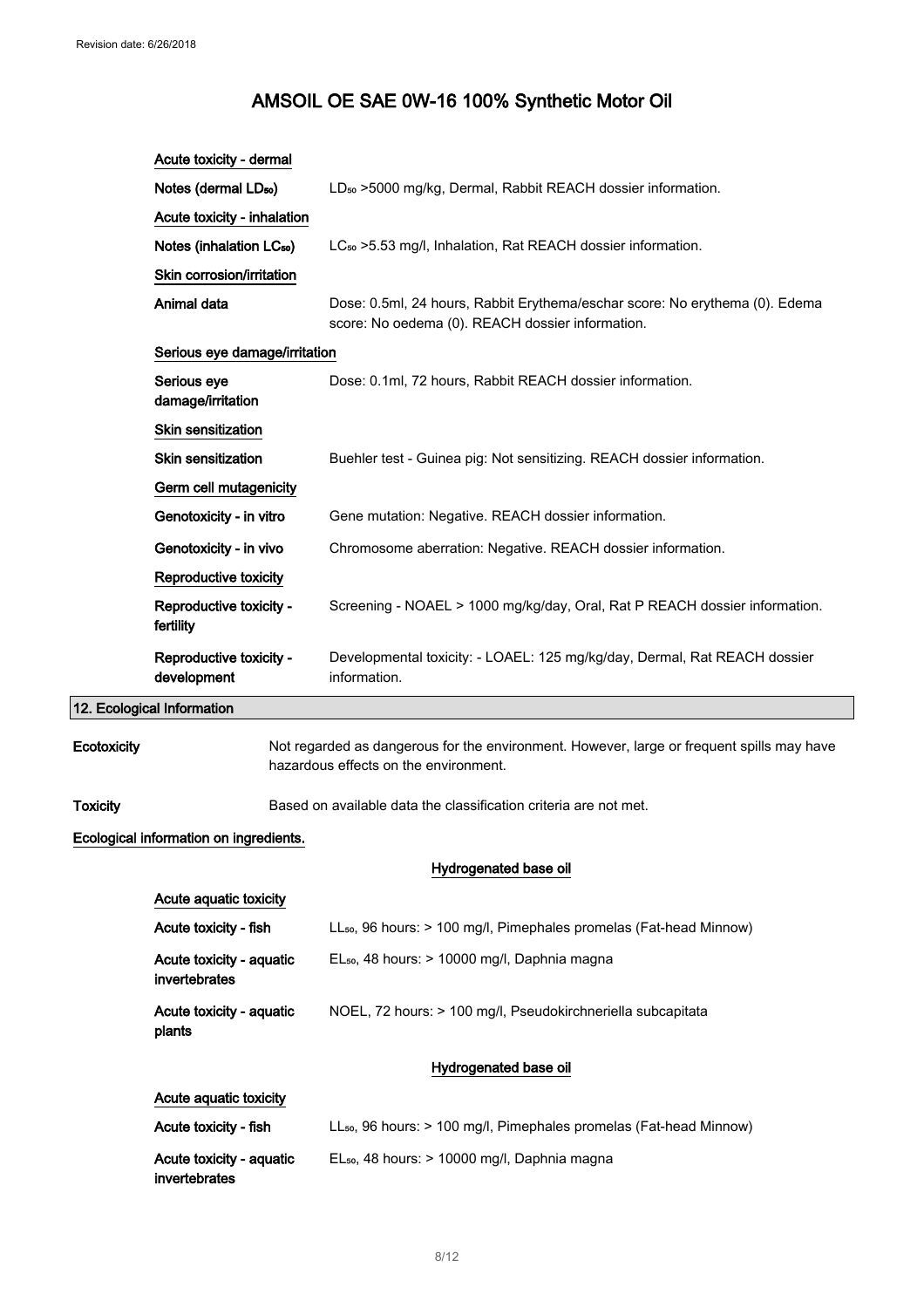**Acute toxicity - dermal**

| | |
|---|---|
| Notes (dermal $LD_{50}$) | $LD_{50}$ >5000 mg/kg, Dermal, Rabbit REACH dossier information. |

**Acute toxicity - inhalation**

| | |
|---|---|
| Notes (inhalation $LC_{50}$) | $LC_{50}$ >5.53 mg/l, Inhalation, Rat REACH dossier information. |

**Skin corrosion/irritation**

| | |
|---|---|
| Animal data | Dose: 0.5ml, 24 hours, Rabbit Erythema/eschar score: No erythema (0). Edema score: No oedema (0). REACH dossier information. |

**Serious eye damage/irritation**

| | |
|---|---|
| Serious eye damage/irritation | Dose: 0.1ml, 72 hours, Rabbit REACH dossier information. |

**Skin sensitization**

| | |
|---|---|
| Skin sensitization | Buehler test - Guinea pig: Not sensitizing. REACH dossier information. |

**Germ cell mutagenicity**

| | |
|---|---|
| Genotoxicity - in vitro | Gene mutation: Negative. REACH dossier information. |
| Genotoxicity - in vivo | Chromosome aberration: Negative. REACH dossier information. |

**Reproductive toxicity**

| | |
|---|---|
| Reproductive toxicity - fertility | Screening - NOAEL > 1000 mg/kg/day, Oral, Rat P REACH dossier information. |
| Reproductive toxicity - development | Developmental toxicity: - LOAEL: 125 mg/kg/day, Dermal, Rat REACH dossier information. |

## 12. Ecological Information

| | |
|---|---|
| **Ecotoxicity** | Not regarded as dangerous for the environment. However, large or frequent spills may have hazardous effects on the environment. |
| **Toxicity** | Based on available data the classification criteria are not met. |

**Ecological information on ingredients.**

**Hydrogenated base oil**

**Acute aquatic toxicity**

| | |
|---|---|
| Acute toxicity - fish | $LL_{50}$, 96 hours: > 100 mg/l, Pimephales promelas (Fat-head Minnow) |
| Acute toxicity - aquatic invertebrates | $EL_{50}$, 48 hours: > 10000 mg/l, Daphnia magna |
| Acute toxicity - aquatic plants | NOEL, 72 hours: > 100 mg/l, Pseudokirchneriella subcapitata |

**Hydrogenated base oil**

**Acute aquatic toxicity**

| | |
|---|---|
| Acute toxicity - fish | $LL_{50}$, 96 hours: > 100 mg/l, Pimephales promelas (Fat-head Minnow) |
| Acute toxicity - aquatic invertebrates | $EL_{50}$, 48 hours: > 10000 mg/l, Daphnia magna |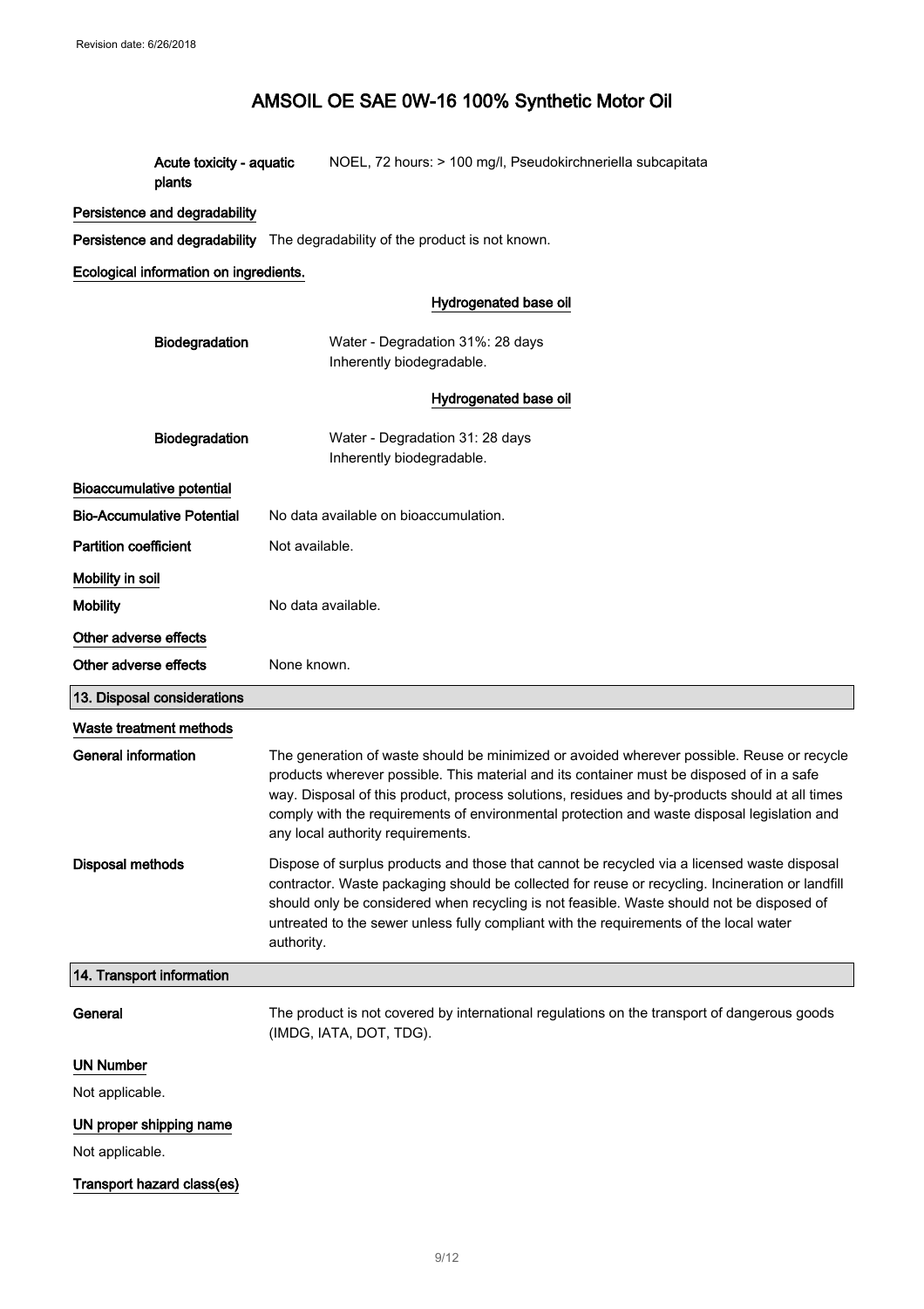**Acute toxicity - aquatic plants** NOEL, 72 hours: > 100 mg/l, Pseudokirchneriella subcapitata

**Persistence and degradability**

**Persistence and degradability** The degradability of the product is not known.

**Ecological information on ingredients.**

**Hydrogenated base oil**

**Biodegradation** Water - Degradation 31%: 28 days
Inherently biodegradable.

**Hydrogenated base oil**

**Biodegradation** Water - Degradation 31: 28 days
Inherently biodegradable.

**Bioaccumulative potential**

**Bio-Accumulative Potential** No data available on bioaccumulation.

**Partition coefficient** Not available.

**Mobility in soil**

**Mobility** No data available.

**Other adverse effects**

**Other adverse effects** None known.

## 13. Disposal considerations

**Waste treatment methods**

**General information** The generation of waste should be minimized or avoided wherever possible. Reuse or recycle products wherever possible. This material and its container must be disposed of in a safe way. Disposal of this product, process solutions, residues and by-products should at all times comply with the requirements of environmental protection and waste disposal legislation and any local authority requirements.

**Disposal methods** Dispose of surplus products and those that cannot be recycled via a licensed waste disposal contractor. Waste packaging should be collected for reuse or recycling. Incineration or landfill should only be considered when recycling is not feasible. Waste should not be disposed of untreated to the sewer unless fully compliant with the requirements of the local water authority.

## 14. Transport information

**General** The product is not covered by international regulations on the transport of dangerous goods (IMDG, IATA, DOT, TDG).

**UN Number**

Not applicable.

**UN proper shipping name**

Not applicable.

**Transport hazard class(es)**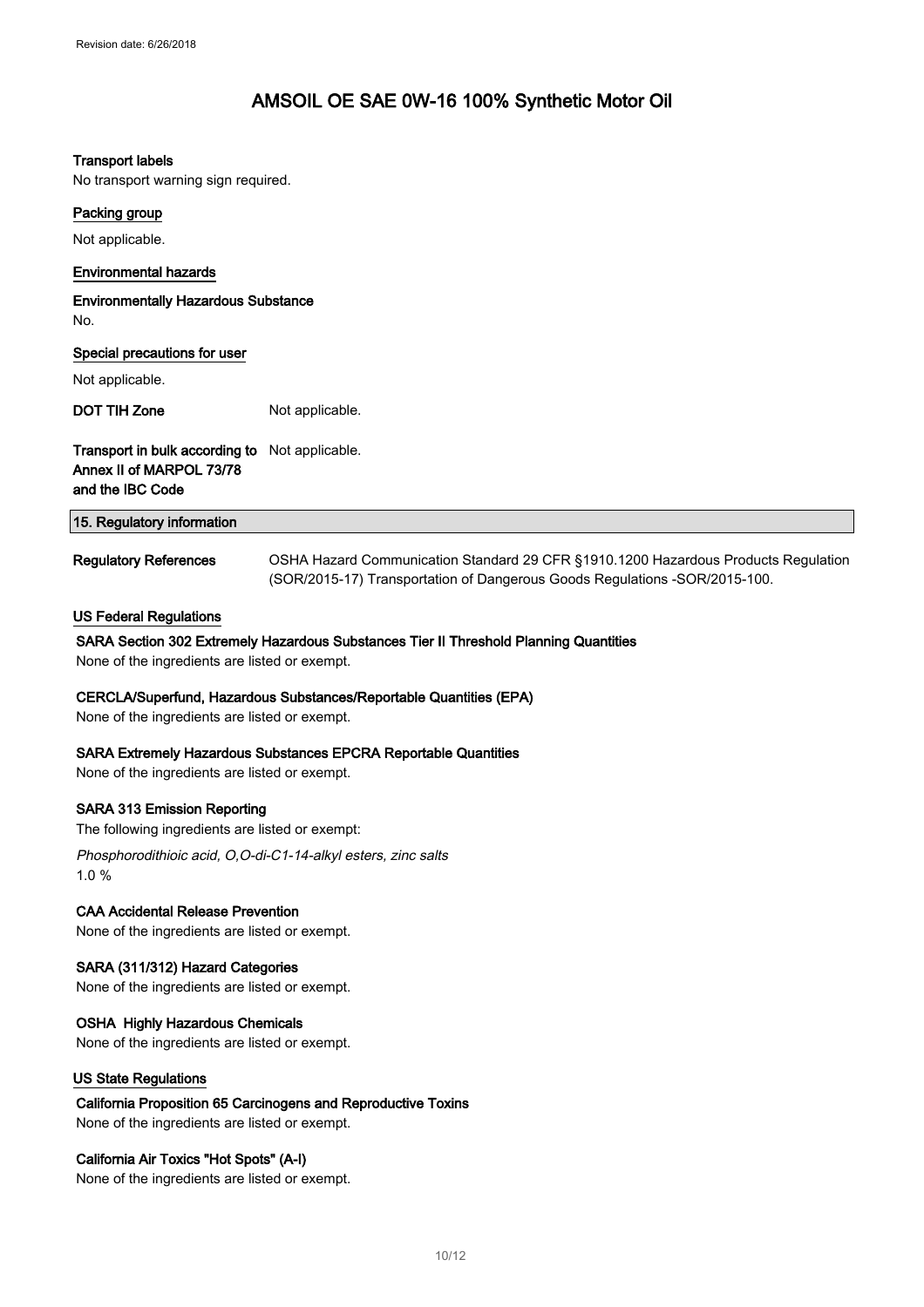**Transport labels**

No transport warning sign required.

**Packing group**

Not applicable.

**Environmental hazards**

**Environmentally Hazardous Substance**

No.

**Special precautions for user**

Not applicable.

**DOT TIH Zone** Not applicable.

**Transport in bulk according to Annex II of MARPOL 73/78 and the IBC Code** Not applicable.

## 15. Regulatory information

**Regulatory References** OSHA Hazard Communication Standard 29 CFR §1910.1200 Hazardous Products Regulation (SOR/2015-17) Transportation of Dangerous Goods Regulations -SOR/2015-100.

### US Federal Regulations

**SARA Section 302 Extremely Hazardous Substances Tier II Threshold Planning Quantities**

None of the ingredients are listed or exempt.

**CERCLA/Superfund, Hazardous Substances/Reportable Quantities (EPA)**

None of the ingredients are listed or exempt.

**SARA Extremely Hazardous Substances EPCRA Reportable Quantities**

None of the ingredients are listed or exempt.

**SARA 313 Emission Reporting**

The following ingredients are listed or exempt:

*Phosphorodithioic acid, O,O-di-C1-14-alkyl esters, zinc salts*
1.0 %

**CAA Accidental Release Prevention**

None of the ingredients are listed or exempt.

**SARA (311/312) Hazard Categories**

None of the ingredients are listed or exempt.

**OSHA Highly Hazardous Chemicals**

None of the ingredients are listed or exempt.

### US State Regulations

**California Proposition 65 Carcinogens and Reproductive Toxins**

None of the ingredients are listed or exempt.

**California Air Toxics "Hot Spots" (A-I)**

None of the ingredients are listed or exempt.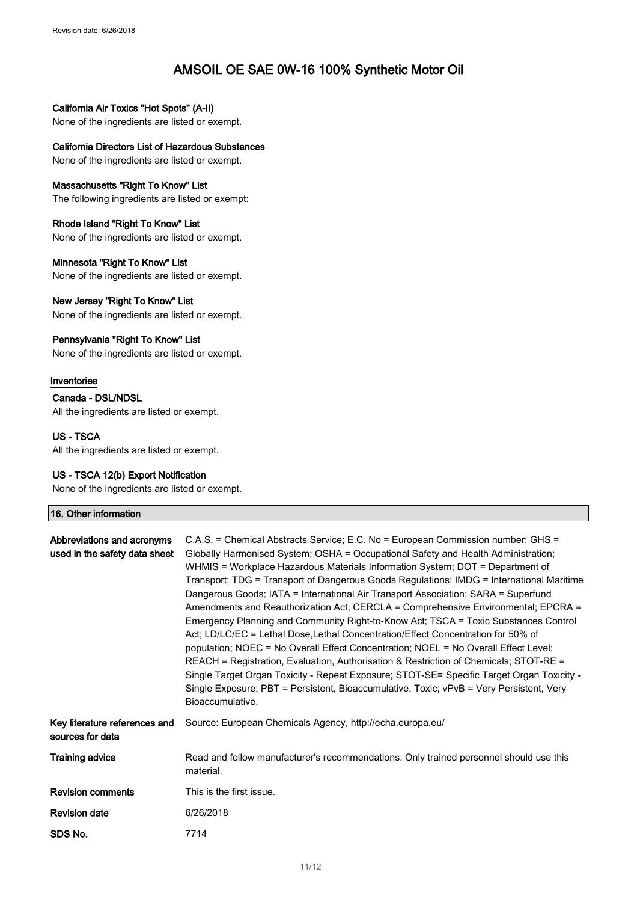# AMSOIL OE SAE 0W-16 100% Synthetic Motor Oil

**California Air Toxics "Hot Spots" (A-II)**

None of the ingredients are listed or exempt.

**California Directors List of Hazardous Substances**

None of the ingredients are listed or exempt.

**Massachusetts "Right To Know" List**

The following ingredients are listed or exempt:

**Rhode Island "Right To Know" List**

None of the ingredients are listed or exempt.

**Minnesota "Right To Know" List**

None of the ingredients are listed or exempt.

**New Jersey "Right To Know" List**

None of the ingredients are listed or exempt.

**Pennsylvania "Right To Know" List**

None of the ingredients are listed or exempt.

**Inventories**

**Canada - DSL/NDSL**

All the ingredients are listed or exempt.

**US - TSCA**

All the ingredients are listed or exempt.

**US - TSCA 12(b) Export Notification**

None of the ingredients are listed or exempt.

## 16. Other information

| | |
|---|---|
| **Abbreviations and acronyms used in the safety data sheet** | C.A.S. = Chemical Abstracts Service; E.C. No = European Commission number; GHS = Globally Harmonised System; OSHA = Occupational Safety and Health Administration; WHMIS = Workplace Hazardous Materials Information System; DOT = Department of Transport; TDG = Transport of Dangerous Goods Regulations; IMDG = International Maritime Dangerous Goods; IATA = International Air Transport Association; SARA = Superfund Amendments and Reauthorization Act; CERCLA = Comprehensive Environmental; EPCRA = Emergency Planning and Community Right-to-Know Act; TSCA = Toxic Substances Control Act; LD/LC/EC = Lethal Dose,Lethal Concentration/Effect Concentration for 50% of population; NOEC = No Overall Effect Concentration; NOEL = No Overall Effect Level; REACH = Registration, Evaluation, Authorisation & Restriction of Chemicals; STOT-RE = Single Target Organ Toxicity - Repeat Exposure; STOT-SE= Specific Target Organ Toxicity - Single Exposure; PBT = Persistent, Bioaccumulative, Toxic; vPvB = Very Persistent, Very Bioaccumulative. |
| **Key literature references and sources for data** | Source: European Chemicals Agency, http://echa.europa.eu/ |
| **Training advice** | Read and follow manufacturer's recommendations. Only trained personnel should use this material. |
| **Revision comments** | This is the first issue. |
| **Revision date** | 6/26/2018 |
| **SDS No.** | 7714 |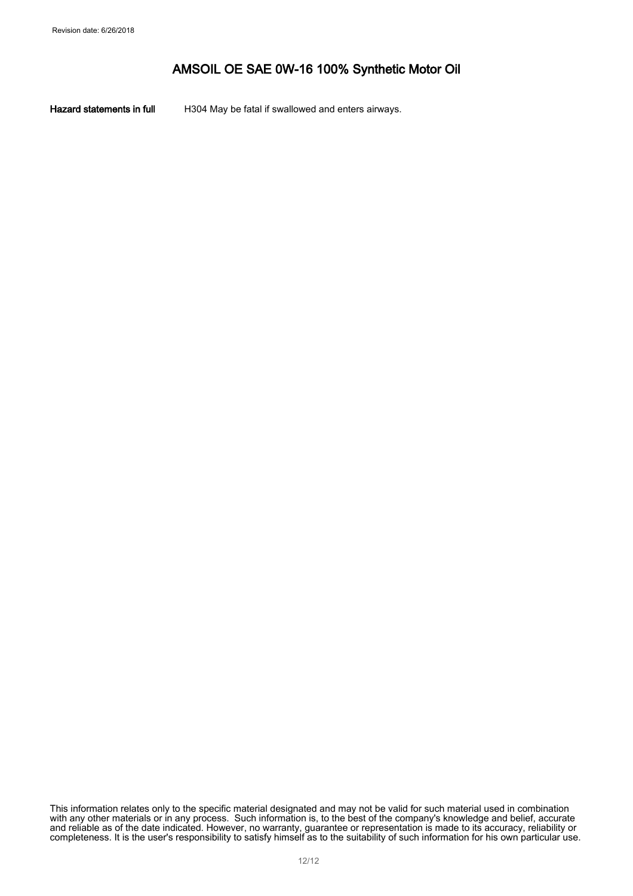**Hazard statements in full** H304 May be fatal if swallowed and enters airways.

This information relates only to the specific material designated and may not be valid for such material used in combination with any other materials or in any process. Such information is, to the best of the company's knowledge and belief, accurate and reliable as of the date indicated. However, no warranty, guarantee or representation is made to its accuracy, reliability or completeness. It is the user's responsibility to satisfy himself as to the suitability of such information for his own particular use.